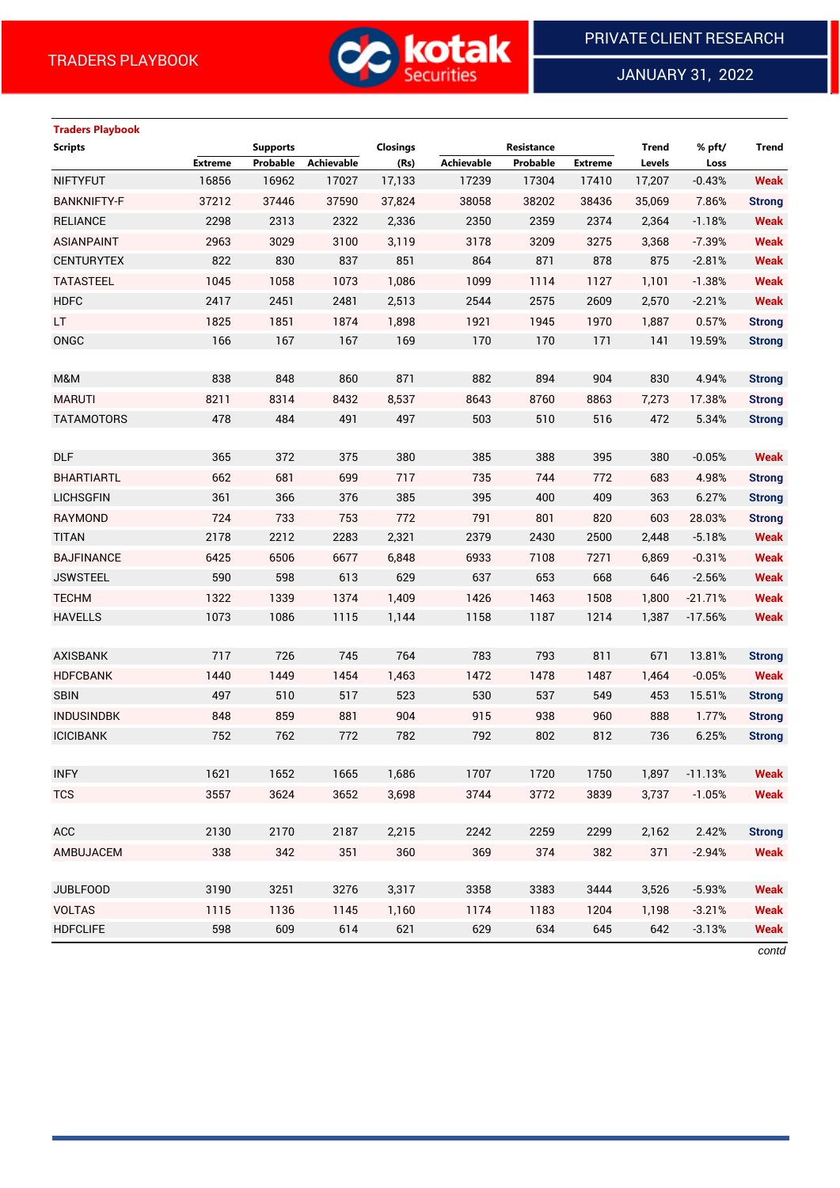TRADERS PLAYBOOK

PRIVATE CLIENT RESEARCH

JANUARY 31, 2022

## Traders Playbook

| Scripts | Supports | | | Closings | Resistance | | | Trend | % pft/ | Trend |
|---|---|---|---|---|---|---|---|---|---|---|
| | Extreme | Probable | Achievable | (Rs) | Achievable | Probable | Extreme | Levels | Loss | |
| NIFTYFUT | 16856 | 16962 | 17027 | 17,133 | 17239 | 17304 | 17410 | 17,207 | -0.43% | Weak |
| BANKNIFTY-F | 37212 | 37446 | 37590 | 37,824 | 38058 | 38202 | 38436 | 35,069 | 7.86% | Strong |
| RELIANCE | 2298 | 2313 | 2322 | 2,336 | 2350 | 2359 | 2374 | 2,364 | -1.18% | Weak |
| ASIANPAINT | 2963 | 3029 | 3100 | 3,119 | 3178 | 3209 | 3275 | 3,368 | -7.39% | Weak |
| CENTURYTEX | 822 | 830 | 837 | 851 | 864 | 871 | 878 | 875 | -2.81% | Weak |
| TATASTEEL | 1045 | 1058 | 1073 | 1,086 | 1099 | 1114 | 1127 | 1,101 | -1.38% | Weak |
| HDFC | 2417 | 2451 | 2481 | 2,513 | 2544 | 2575 | 2609 | 2,570 | -2.21% | Weak |
| LT | 1825 | 1851 | 1874 | 1,898 | 1921 | 1945 | 1970 | 1,887 | 0.57% | Strong |
| ONGC | 166 | 167 | 167 | 169 | 170 | 170 | 171 | 141 | 19.59% | Strong |
| | | | | | | | | | | |
| M&M | 838 | 848 | 860 | 871 | 882 | 894 | 904 | 830 | 4.94% | Strong |
| MARUTI | 8211 | 8314 | 8432 | 8,537 | 8643 | 8760 | 8863 | 7,273 | 17.38% | Strong |
| TATAMOTORS | 478 | 484 | 491 | 497 | 503 | 510 | 516 | 472 | 5.34% | Strong |
| | | | | | | | | | | |
| DLF | 365 | 372 | 375 | 380 | 385 | 388 | 395 | 380 | -0.05% | Weak |
| BHARTIARTL | 662 | 681 | 699 | 717 | 735 | 744 | 772 | 683 | 4.98% | Strong |
| LICHSGFIN | 361 | 366 | 376 | 385 | 395 | 400 | 409 | 363 | 6.27% | Strong |
| RAYMOND | 724 | 733 | 753 | 772 | 791 | 801 | 820 | 603 | 28.03% | Strong |
| TITAN | 2178 | 2212 | 2283 | 2,321 | 2379 | 2430 | 2500 | 2,448 | -5.18% | Weak |
| BAJFINANCE | 6425 | 6506 | 6677 | 6,848 | 6933 | 7108 | 7271 | 6,869 | -0.31% | Weak |
| JSWSTEEL | 590 | 598 | 613 | 629 | 637 | 653 | 668 | 646 | -2.56% | Weak |
| TECHM | 1322 | 1339 | 1374 | 1,409 | 1426 | 1463 | 1508 | 1,800 | -21.71% | Weak |
| HAVELLS | 1073 | 1086 | 1115 | 1,144 | 1158 | 1187 | 1214 | 1,387 | -17.56% | Weak |
| | | | | | | | | | | |
| AXISBANK | 717 | 726 | 745 | 764 | 783 | 793 | 811 | 671 | 13.81% | Strong |
| HDFCBANK | 1440 | 1449 | 1454 | 1,463 | 1472 | 1478 | 1487 | 1,464 | -0.05% | Weak |
| SBIN | 497 | 510 | 517 | 523 | 530 | 537 | 549 | 453 | 15.51% | Strong |
| INDUSINDBK | 848 | 859 | 881 | 904 | 915 | 938 | 960 | 888 | 1.77% | Strong |
| ICICIBANK | 752 | 762 | 772 | 782 | 792 | 802 | 812 | 736 | 6.25% | Strong |
| | | | | | | | | | | |
| INFY | 1621 | 1652 | 1665 | 1,686 | 1707 | 1720 | 1750 | 1,897 | -11.13% | Weak |
| TCS | 3557 | 3624 | 3652 | 3,698 | 3744 | 3772 | 3839 | 3,737 | -1.05% | Weak |
| | | | | | | | | | | |
| ACC | 2130 | 2170 | 2187 | 2,215 | 2242 | 2259 | 2299 | 2,162 | 2.42% | Strong |
| AMBUJACEM | 338 | 342 | 351 | 360 | 369 | 374 | 382 | 371 | -2.94% | Weak |
| | | | | | | | | | | |
| JUBLFOOD | 3190 | 3251 | 3276 | 3,317 | 3358 | 3383 | 3444 | 3,526 | -5.93% | Weak |
| VOLTAS | 1115 | 1136 | 1145 | 1,160 | 1174 | 1183 | 1204 | 1,198 | -3.21% | Weak |
| HDFCLIFE | 598 | 609 | 614 | 621 | 629 | 634 | 645 | 642 | -3.13% | Weak |

*contd*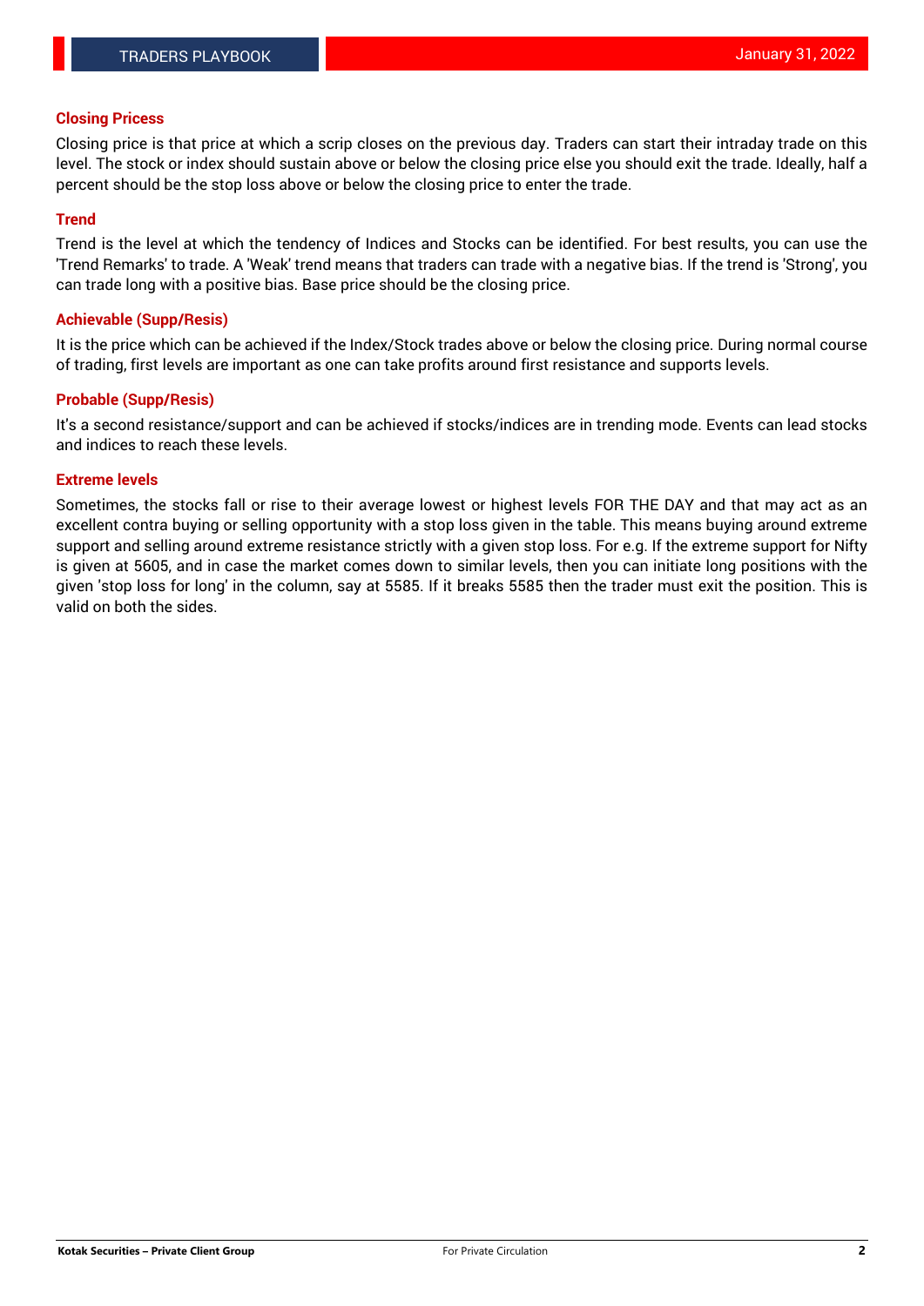## Closing Pricess

Closing price is that price at which a scrip closes on the previous day. Traders can start their intraday trade on this level. The stock or index should sustain above or below the closing price else you should exit the trade. Ideally, half a percent should be the stop loss above or below the closing price to enter the trade.

## Trend

Trend is the level at which the tendency of Indices and Stocks can be identified. For best results, you can use the 'Trend Remarks' to trade. A 'Weak' trend means that traders can trade with a negative bias. If the trend is 'Strong', you can trade long with a positive bias. Base price should be the closing price.

## Achievable (Supp/Resis)

It is the price which can be achieved if the Index/Stock trades above or below the closing price. During normal course of trading, first levels are important as one can take profits around first resistance and supports levels.

## Probable (Supp/Resis)

It's a second resistance/support and can be achieved if stocks/indices are in trending mode. Events can lead stocks and indices to reach these levels.

## Extreme levels

Sometimes, the stocks fall or rise to their average lowest or highest levels FOR THE DAY and that may act as an excellent contra buying or selling opportunity with a stop loss given in the table. This means buying around extreme support and selling around extreme resistance strictly with a given stop loss. For e.g. If the extreme support for Nifty is given at 5605, and in case the market comes down to similar levels, then you can initiate long positions with the given 'stop loss for long' in the column, say at 5585. If it breaks 5585 then the trader must exit the position. This is valid on both the sides.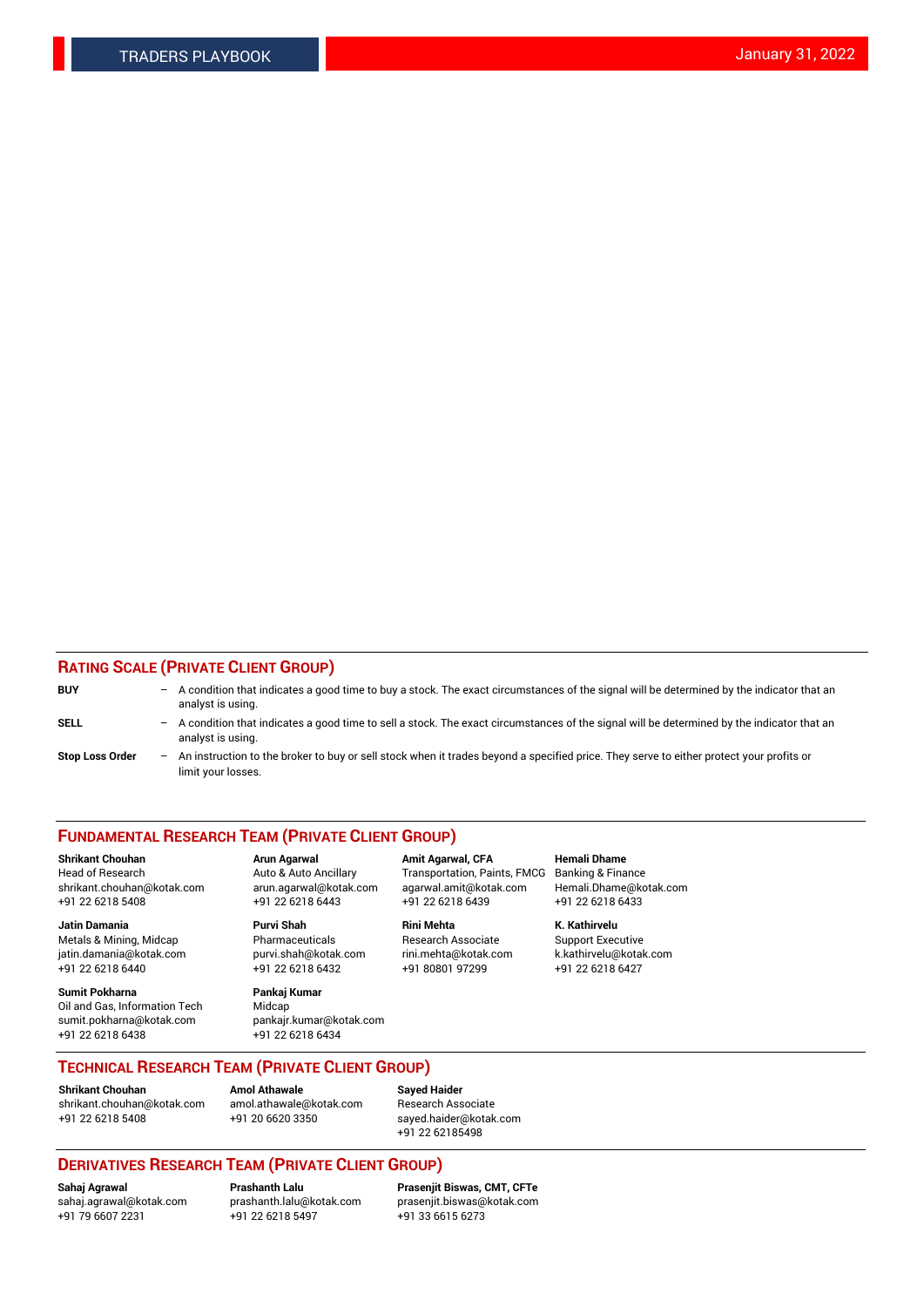## RATING SCALE (PRIVATE CLIENT GROUP)

**BUY** – A condition that indicates a good time to buy a stock. The exact circumstances of the signal will be determined by the indicator that an analyst is using.

**SELL** – A condition that indicates a good time to sell a stock. The exact circumstances of the signal will be determined by the indicator that an analyst is using.

**Stop Loss Order** – An instruction to the broker to buy or sell stock when it trades beyond a specified price. They serve to either protect your profits or limit your losses.

## FUNDAMENTAL RESEARCH TEAM (PRIVATE CLIENT GROUP)

**Shrikant Chouhan**
Head of Research
shrikant.chouhan@kotak.com
+91 22 6218 5408

**Arun Agarwal**
Auto & Auto Ancillary
arun.agarwal@kotak.com
+91 22 6218 6443

**Amit Agarwal, CFA**
Transportation, Paints, FMCG
agarwal.amit@kotak.com
+91 22 6218 6439

**Hemali Dhame**
Banking & Finance
Hemali.Dhame@kotak.com
+91 22 6218 6433

**Jatin Damania**
Metals & Mining, Midcap
jatin.damania@kotak.com
+91 22 6218 6440

**Purvi Shah**
Pharmaceuticals
purvi.shah@kotak.com
+91 22 6218 6432

**Rini Mehta**
Research Associate
rini.mehta@kotak.com
+91 80801 97299

**K. Kathirvelu**
Support Executive
k.kathirvelu@kotak.com
+91 22 6218 6427

**Sumit Pokharna**
Oil and Gas, Information Tech
sumit.pokharna@kotak.com
+91 22 6218 6438

**Pankaj Kumar**
Midcap
pankajr.kumar@kotak.com
+91 22 6218 6434

## TECHNICAL RESEARCH TEAM (PRIVATE CLIENT GROUP)

**Shrikant Chouhan**
shrikant.chouhan@kotak.com
+91 22 6218 5408

**Amol Athawale**
amol.athawale@kotak.com
+91 20 6620 3350

**Sayed Haider**
Research Associate
sayed.haider@kotak.com
+91 22 62185498

## DERIVATIVES RESEARCH TEAM (PRIVATE CLIENT GROUP)

**Sahaj Agrawal**
sahaj.agrawal@kotak.com
+91 79 6607 2231

**Prashanth Lalu**
prashanth.lalu@kotak.com
+91 22 6218 5497

**Prasenjit Biswas, CMT, CFTe**
prasenjit.biswas@kotak.com
+91 33 6615 6273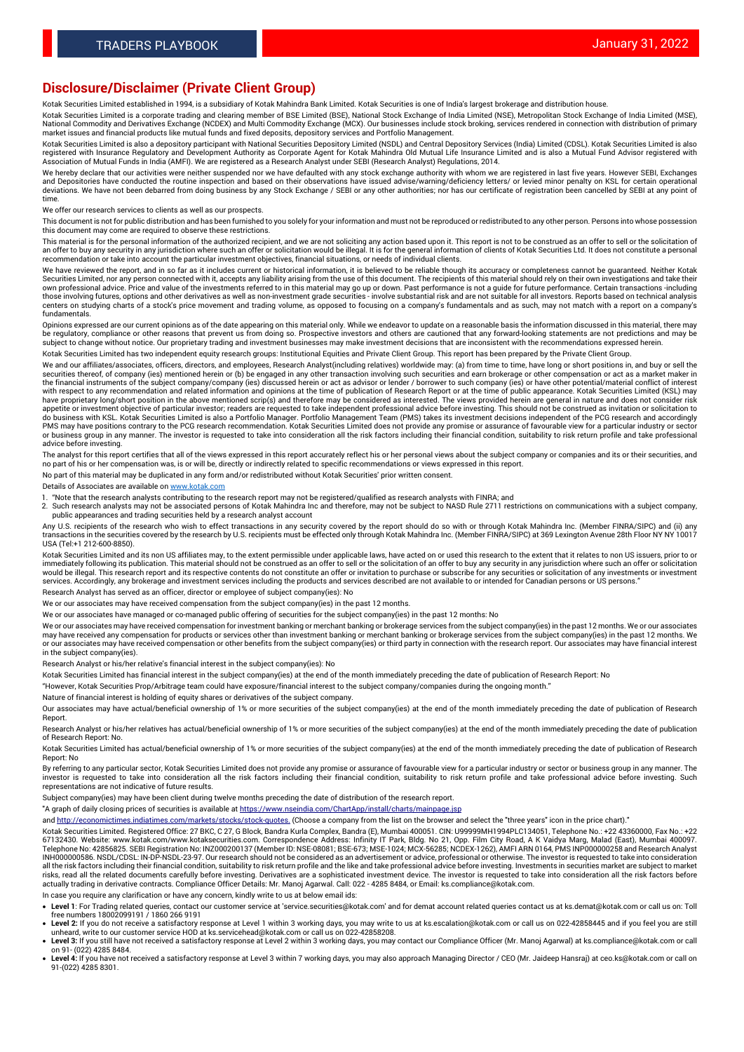# Disclosure/Disclaimer (Private Client Group)

Kotak Securities Limited established in 1994, is a subsidiary of Kotak Mahindra Bank Limited. Kotak Securities is one of India's largest brokerage and distribution house.

Kotak Securities Limited is a corporate trading and clearing member of BSE Limited (BSE), National Stock Exchange of India Limited (NSE), Metropolitan Stock Exchange of India Limited (MSE), National Commodity and Derivatives Exchange (NCDEX) and Multi Commodity Exchange (MCX). Our businesses include stock broking, services rendered in connection with distribution of primary market issues and financial products like mutual funds and fixed deposits, depository services and Portfolio Management.

Kotak Securities Limited is also a depository participant with National Securities Depository Limited (NSDL) and Central Depository Services (India) Limited (CDSL). Kotak Securities Limited is also registered with Insurance Regulatory and Development Authority as Corporate Agent for Kotak Mahindra Old Mutual Life Insurance Limited and is also a Mutual Fund Advisor registered with Association of Mutual Funds in India (AMFI). We are registered as a Research Analyst under SEBI (Research Analyst) Regulations, 2014.

We hereby declare that our activities were neither suspended nor we have defaulted with any stock exchange authority with whom we are registered in last five years. However SEBI, Exchanges and Depositories have conducted the routine inspection and based on their observations have issued advise/warning/deficiency letters/ or levied minor penalty on KSL for certain operational deviations. We have not been debarred from doing business by any Stock Exchange / SEBI or any other authorities; nor has our certificate of registration been cancelled by SEBI at any point of time.

We offer our research services to clients as well as our prospects.

This document is not for public distribution and has been furnished to you solely for your information and must not be reproduced or redistributed to any other person. Persons into whose possession this document may come are required to observe these restrictions.

This material is for the personal information of the authorized recipient, and we are not soliciting any action based upon it. This report is not to be construed as an offer to sell or the solicitation of an offer to buy any security in any jurisdiction where such an offer or solicitation would be illegal. It is for the general information of clients of Kotak Securities Ltd. It does not constitute a personal recommendation or take into account the particular investment objectives, financial situations, or needs of individual clients.

We have reviewed the report, and in so far as it includes current or historical information, it is believed to be reliable though its accuracy or completeness cannot be guaranteed. Neither Kotak Securities Limited, nor any person connected with it, accepts any liability arising from the use of this document. The recipients of this material should rely on their own investigations and take their own professional advice. Price and value of the investments referred to in this material may go up or down. Past performance is not a guide for future performance. Certain transactions -including those involving futures, options and other derivatives as well as non-investment grade securities - involve substantial risk and are not suitable for all investors. Reports based on technical analysis centers on studying charts of a stock's price movement and trading volume, as opposed to focusing on a company's fundamentals and as such, may not match with a report on a company's fundamentals.

Opinions expressed are our current opinions as of the date appearing on this material only. While we endeavor to update on a reasonable basis the information discussed in this material, there may be regulatory, compliance or other reasons that prevent us from doing so. Prospective investors and others are cautioned that any forward-looking statements are not predictions and may be subject to change without notice. Our proprietary trading and investment businesses may make investment decisions that are inconsistent with the recommendations expressed herein.

Kotak Securities Limited has two independent equity research groups: Institutional Equities and Private Client Group. This report has been prepared by the Private Client Group.

We and our affiliates/associates, officers, directors, and employees, Research Analyst(including relatives) worldwide may: (a) from time to time, have long or short positions in, and buy or sell the securities thereof, of company (ies) mentioned herein or (b) be engaged in any other transaction involving such securities and earn brokerage or other compensation or act as a market maker in the financial instruments of the subject company/company (ies) discussed herein or act as advisor or lender / borrower to such company (ies) or have other potential/material conflict of interest with respect to any recommendation and related information and opinions at the time of publication of Research Report or at the time of public appearance. Kotak Securities Limited (KSL) may have proprietary long/short position in the above mentioned scrip(s) and therefore may be considered as interested. The views provided herein are general in nature and does not consider risk appetite or investment objective of particular investor; readers are requested to take independent professional advice before investing. This should not be construed as invitation or solicitation to do business with KSL. Kotak Securities Limited is also a Portfolio Manager. Portfolio Management Team (PMS) takes its investment decisions independent of the PCG research and accordingly PMS may have positions contrary to the PCG research recommendation. Kotak Securities Limited does not provide any promise or assurance of favourable view for a particular industry or sector or business group in any manner. The investor is requested to take into consideration all the risk factors including their financial condition, suitability to risk return profile and take professional advice before investing.

The analyst for this report certifies that all of the views expressed in this report accurately reflect his or her personal views about the subject company or companies and its or their securities, and no part of his or her compensation was, is or will be, directly or indirectly related to specific recommendations or views expressed in this report.

No part of this material may be duplicated in any form and/or redistributed without Kotak Securities' prior written consent.

Details of Associates are available on www.kotak.com

1. "Note that the research analysts contributing to the research report may not be registered/qualified as research analysts with FINRA; and
2. Such research analysts may not be associated persons of Kotak Mahindra Inc and therefore, may not be subject to NASD Rule 2711 restrictions on communications with a subject company, public appearances and trading securities held by a research analyst account

Any U.S. recipients of the research who wish to effect transactions in any security covered by the report should do so with or through Kotak Mahindra Inc. (Member FINRA/SIPC) and (ii) any transactions in the securities covered by the research by U.S. recipients must be effected only through Kotak Mahindra Inc. (Member FINRA/SIPC) at 369 Lexington Avenue 28th Floor NY NY 10017 USA (Tel:+1 212-600-8850).

Kotak Securities Limited and its non US affiliates may, to the extent permissible under applicable laws, have acted on or used this research to the extent that it relates to non US issuers, prior to or immediately following its publication. This material should not be construed as an offer to sell or the solicitation of an offer to buy any security in any jurisdiction where such an offer or solicitation would be illegal. This research report and its respective contents do not constitute an offer or invitation to purchase or subscribe for any securities or solicitation of any investments or investment services. Accordingly, any brokerage and investment services including the products and services described are not available to or intended for Canadian persons or US persons."

Research Analyst has served as an officer, director or employee of subject company(ies): No

We or our associates may have received compensation from the subject company(ies) in the past 12 months.

We or our associates have managed or co-managed public offering of securities for the subject company(ies) in the past 12 months: No

We or our associates may have received compensation for investment banking or merchant banking or brokerage services from the subject company(ies) in the past 12 months. We or our associates may have received any compensation for products or services other than investment banking or merchant banking or brokerage services from the subject company(ies) in the past 12 months. We or our associates may have received compensation or other benefits from the subject company(ies) or third party in connection with the research report. Our associates may have financial interest in the subject company(ies).

Research Analyst or his/her relative's financial interest in the subject company(ies): No

Kotak Securities Limited has financial interest in the subject company(ies) at the end of the month immediately preceding the date of publication of Research Report: No

"However, Kotak Securities Prop/Arbitrage team could have exposure/financial interest to the subject company/companies during the ongoing month."

Nature of financial interest is holding of equity shares or derivatives of the subject company.

Our associates may have actual/beneficial ownership of 1% or more securities of the subject company(ies) at the end of the month immediately preceding the date of publication of Research Report.

Research Analyst or his/her relatives has actual/beneficial ownership of 1% or more securities of the subject company(ies) at the end of the month immediately preceding the date of publication of Research Report: No.

Kotak Securities Limited has actual/beneficial ownership of 1% or more securities of the subject company(ies) at the end of the month immediately preceding the date of publication of Research Report: No

By referring to any particular sector, Kotak Securities Limited does not provide any promise or assurance of favourable view for a particular industry or sector or business group in any manner. The investor is requested to take into consideration all the risk factors including their financial condition, suitability to risk return profile and take professional advice before investing. Such representations are not indicative of future results.

Subject company(ies) may have been client during twelve months preceding the date of distribution of the research report.

"A graph of daily closing prices of securities is available at https://www.nseindia.com/ChartApp/install/charts/mainpage.jsp

and http://economictimes.indiatimes.com/markets/stocks/stock-quotes. (Choose a company from the list on the browser and select the "three years" icon in the price chart)."

Kotak Securities Limited. Registered Office: 27 BKC, C 27, G Block, Bandra Kurla Complex, Bandra (E), Mumbai 400051. CIN: U99999MH1994PLC134051, Telephone No.: +22 43360000, Fax No.: +22 67132430. Website: www.kotak.com/www.kotaksecurities.com. Correspondence Address: Infinity IT Park, Bldg. No 21, Opp. Film City Road, A K Vaidya Marg, Malad (East), Mumbai 400097. Telephone No: 42856825. SEBI Registration No: INZ000200137 (Member ID: NSE-08081; BSE-673; MSE-1024; MCX-56285; NCDEX-1262), AMFI ARN 0164, PMS INP000000258 and Research Analyst INH000000586. NSDL/CDSL: IN-DP-NSDL-23-97. Our research should not be considered as an advertisement or advice, professional or otherwise. The investor is requested to take into consideration all the risk factors including their financial condition, suitability to risk return profile and the like and take professional advice before investing. Investments in securities market are subject to market risks, read all the related documents carefully before investing. Derivatives are a sophisticated investment device. The investor is requested to take into consideration all the risk factors before actually trading in derivative contracts. Compliance Officer Details: Mr. Manoj Agarwal. Call: 022 - 4285 8484, or Email: ks.compliance@kotak.com.

In case you require any clarification or have any concern, kindly write to us at below email ids:

- **Level 1**: For Trading related queries, contact our customer service at 'service.securities@kotak.com' and for demat account related queries contact us at ks.demat@kotak.com or call us on: Toll free numbers 18002099191 / 1860 266 9191
- **Level 2:** If you do not receive a satisfactory response at Level 1 within 3 working days, you may write to us at ks.escalation@kotak.com or call us on 022-42858445 and if you feel you are still unheard, write to our customer service HOD at ks.servicehead@kotak.com or call us on 022-42858208.
- **Level 3:** If you still have not received a satisfactory response at Level 2 within 3 working days, you may contact our Compliance Officer (Mr. Manoj Agarwal) at ks.compliance@kotak.com or call on 91- (022) 4285 8484.
- **Level 4:** If you have not received a satisfactory response at Level 3 within 7 working days, you may also approach Managing Director / CEO (Mr. Jaideep Hansraj) at ceo.ks@kotak.com or call on 91-(022) 4285 8301.